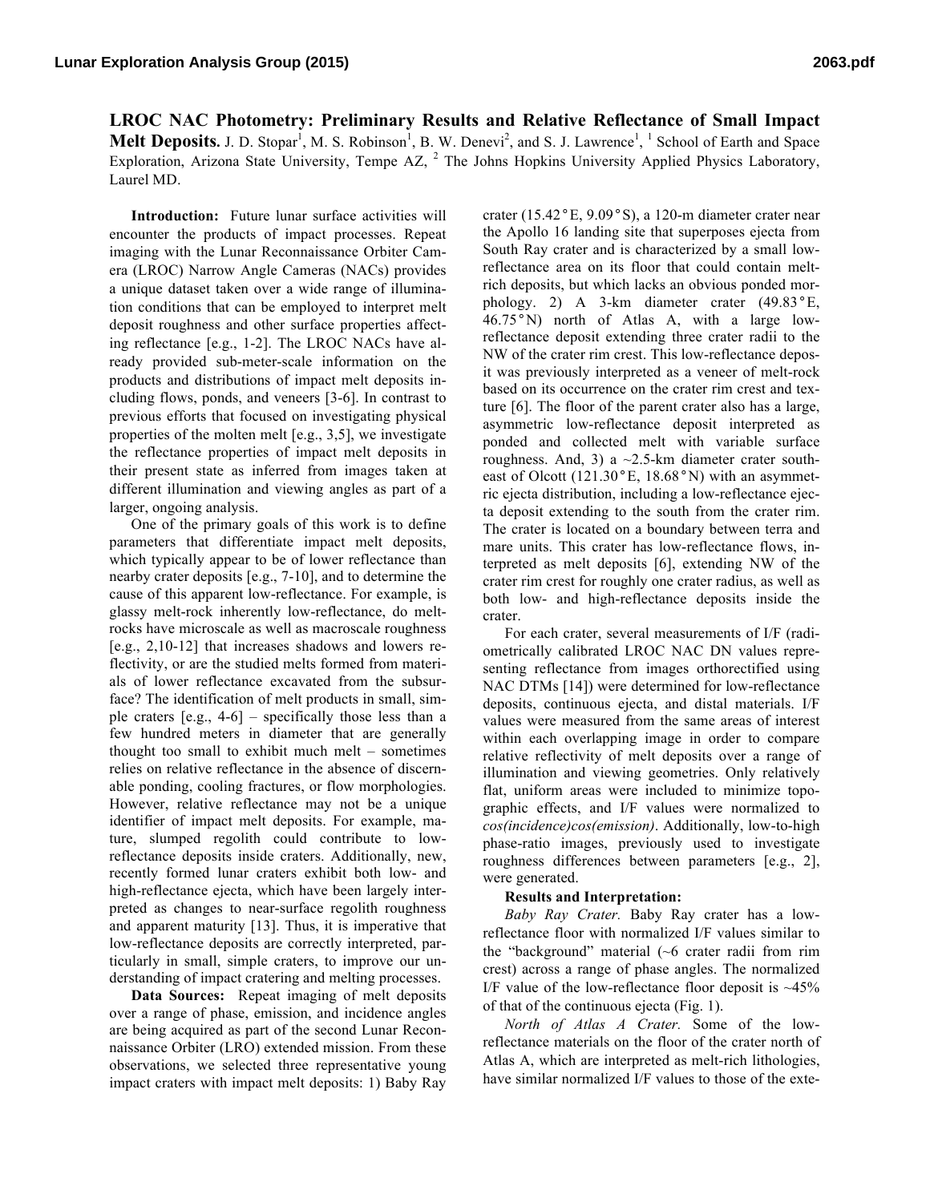# LROC NAC Photometry: Preliminary Results and Relative Reflectance of Small Impact Melt Deposits.

J. D. Stopar[1], M. S. Robinson[1], B. W. Denevi[2], and S. J. Lawrence[1], [1] School of Earth and Space Exploration, Arizona State University, Tempe AZ, [2] The Johns Hopkins University Applied Physics Laboratory, Laurel MD.

**Introduction:** Future lunar surface activities will encounter the products of impact processes. Repeat imaging with the Lunar Reconnaissance Orbiter Camera (LROC) Narrow Angle Cameras (NACs) provides a unique dataset taken over a wide range of illumination conditions that can be employed to interpret melt deposit roughness and other surface properties affecting reflectance [e.g., 1-2]. The LROC NACs have already provided sub-meter-scale information on the products and distributions of impact melt deposits including flows, ponds, and veneers [3-6]. In contrast to previous efforts that focused on investigating physical properties of the molten melt [e.g., 3,5], we investigate the reflectance properties of impact melt deposits in their present state as inferred from images taken at different illumination and viewing angles as part of a larger, ongoing analysis.

One of the primary goals of this work is to define parameters that differentiate impact melt deposits, which typically appear to be of lower reflectance than nearby crater deposits [e.g., 7-10], and to determine the cause of this apparent low-reflectance. For example, is glassy melt-rock inherently low-reflectance, do melt-rocks have microscale as well as macroscale roughness [e.g., 2,10-12] that increases shadows and lowers reflectivity, or are the studied melts formed from materials of lower reflectance excavated from the subsurface? The identification of melt products in small, simple craters [e.g., 4-6] – specifically those less than a few hundred meters in diameter that are generally thought too small to exhibit much melt – sometimes relies on relative reflectance in the absence of discernable ponding, cooling fractures, or flow morphologies. However, relative reflectance may not be a unique identifier of impact melt deposits. For example, mature, slumped regolith could contribute to low-reflectance deposits inside craters. Additionally, new, recently formed lunar craters exhibit both low- and high-reflectance ejecta, which have been largely interpreted as changes to near-surface regolith roughness and apparent maturity [13]. Thus, it is imperative that low-reflectance deposits are correctly interpreted, particularly in small, simple craters, to improve our understanding of impact cratering and melting processes.

**Data Sources:** Repeat imaging of melt deposits over a range of phase, emission, and incidence angles are being acquired as part of the second Lunar Reconnaissance Orbiter (LRO) extended mission. From these observations, we selected three representative young impact craters with impact melt deposits: 1) Baby Ray crater (15.42°E, 9.09°S), a 120-m diameter crater near the Apollo 16 landing site that superposes ejecta from South Ray crater and is characterized by a small low-reflectance area on its floor that could contain melt-rich deposits, but which lacks an obvious ponded morphology. 2) A 3-km diameter crater (49.83°E, 46.75°N) north of Atlas A, with a large low-reflectance deposit extending three crater radii to the NW of the crater rim crest. This low-reflectance deposit was previously interpreted as a veneer of melt-rock based on its occurrence on the crater rim crest and texture [6]. The floor of the parent crater also has a large, asymmetric low-reflectance deposit interpreted as ponded and collected melt with variable surface roughness. And, 3) a ~2.5-km diameter crater southeast of Olcott (121.30°E, 18.68°N) with an asymmetric ejecta distribution, including a low-reflectance ejecta deposit extending to the south from the crater rim. The crater is located on a boundary between terra and mare units. This crater has low-reflectance flows, interpreted as melt deposits [6], extending NW of the crater rim crest for roughly one crater radius, as well as both low- and high-reflectance deposits inside the crater.

For each crater, several measurements of I/F (radiometrically calibrated LROC NAC DN values representing reflectance from images orthorectified using NAC DTMs [14]) were determined for low-reflectance deposits, continuous ejecta, and distal materials. I/F values were measured from the same areas of interest within each overlapping image in order to compare relative reflectivity of melt deposits over a range of illumination and viewing geometries. Only relatively flat, uniform areas were included to minimize topographic effects, and I/F values were normalized to *cos(incidence)cos(emission)*. Additionally, low-to-high phase-ratio images, previously used to investigate roughness differences between parameters [e.g., 2], were generated.

**Results and Interpretation:**

*Baby Ray Crater.* Baby Ray crater has a low-reflectance floor with normalized I/F values similar to the "background" material (~6 crater radii from rim crest) across a range of phase angles. The normalized I/F value of the low-reflectance floor deposit is ~45% of that of the continuous ejecta (Fig. 1).

*North of Atlas A Crater.* Some of the low-reflectance materials on the floor of the crater north of Atlas A, which are interpreted as melt-rich lithologies, have similar normalized I/F values to those of the exte-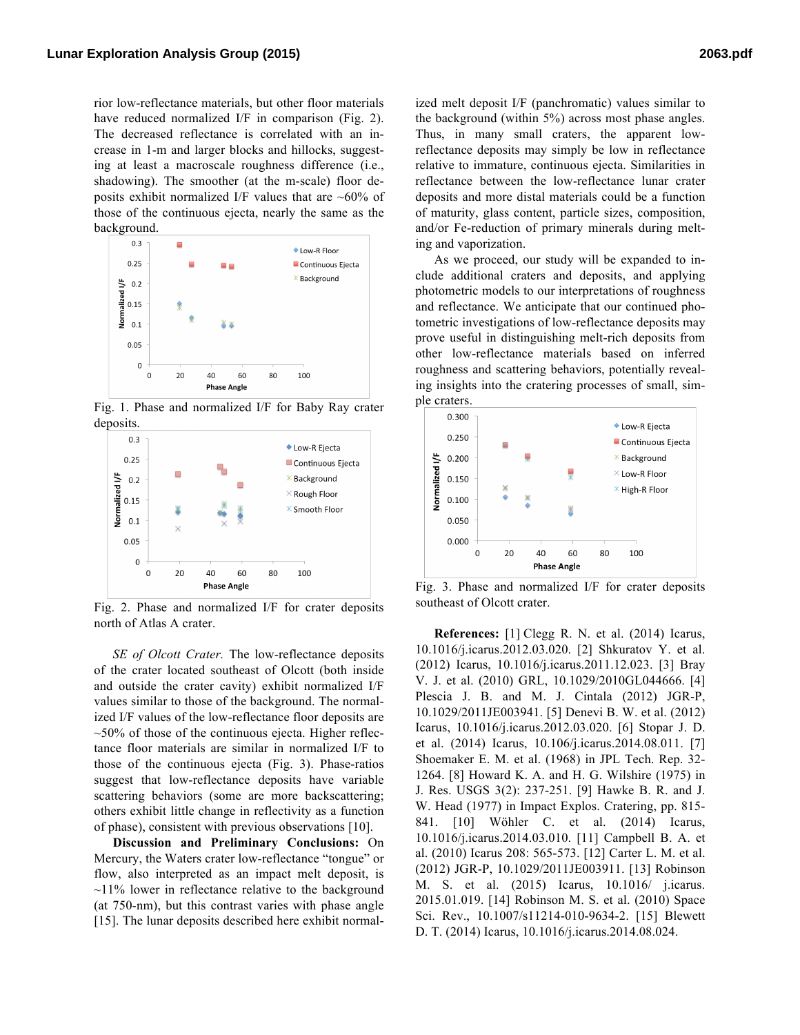rior low-reflectance materials, but other floor materials have reduced normalized I/F in comparison (Fig. 2). The decreased reflectance is correlated with an increase in 1-m and larger blocks and hillocks, suggesting at least a macroscale roughness difference (i.e., shadowing). The smoother (at the m-scale) floor deposits exhibit normalized I/F values that are ~60% of those of the continuous ejecta, nearly the same as the background.

0.3
0.25
0.2
0.15
0.1
0.05
0
Normalized I/F
0
20
40
60
80
100
Phase Angle
Low-R Floor
Continuous Ejecta
Background

Fig. 1. Phase and normalized I/F for Baby Ray crater deposits.

0.3
0.25
0.2
0.15
0.1
0.05
0
Normalized I/F
0
20
40
60
80
100
Phase Angle
Low-R Ejecta
Continuous Ejecta
Background
Rough Floor
Smooth Floor

Fig. 2. Phase and normalized I/F for crater deposits north of Atlas A crater.

*SE of Olcott Crater.* The low-reflectance deposits of the crater located southeast of Olcott (both inside and outside the crater cavity) exhibit normalized I/F values similar to those of the background. The normalized I/F values of the low-reflectance floor deposits are ~50% of those of the continuous ejecta. Higher reflectance floor materials are similar in normalized I/F to those of the continuous ejecta (Fig. 3). Phase-ratios suggest that low-reflectance deposits have variable scattering behaviors (some are more backscattering; others exhibit little change in reflectivity as a function of phase), consistent with previous observations [10].

**Discussion and Preliminary Conclusions:** On Mercury, the Waters crater low-reflectance "tongue" or flow, also interpreted as an impact melt deposit, is ~11% lower in reflectance relative to the background (at 750-nm), but this contrast varies with phase angle [15]. The lunar deposits described here exhibit normalized melt deposit I/F (panchromatic) values similar to the background (within 5%) across most phase angles. Thus, in many small craters, the apparent low-reflectance deposits may simply be low in reflectance relative to immature, continuous ejecta. Similarities in reflectance between the low-reflectance lunar crater deposits and more distal materials could be a function of maturity, glass content, particle sizes, composition, and/or Fe-reduction of primary minerals during melting and vaporization.

As we proceed, our study will be expanded to include additional craters and deposits, and applying photometric models to our interpretations of roughness and reflectance. We anticipate that our continued photometric investigations of low-reflectance deposits may prove useful in distinguishing melt-rich deposits from other low-reflectance materials based on inferred roughness and scattering behaviors, potentially revealing insights into the cratering processes of small, simple craters.

0.300
0.250
0.200
0.150
0.100
0.050
0.000
Normalized I/F
0
20
40
60
80
100
Phase Angle
Low-R Ejecta
Continuous Ejecta
Background
Low-R Floor
High-R Floor

Fig. 3. Phase and normalized I/F for crater deposits southeast of Olcott crater.

**References:** [1] Clegg R. N. et al. (2014) Icarus, 10.1016/j.icarus.2012.03.020. [2] Shkuratov Y. et al. (2012) Icarus, 10.1016/j.icarus.2011.12.023. [3] Bray V. J. et al. (2010) GRL, 10.1029/2010GL044666. [4] Plescia J. B. and M. J. Cintala (2012) JGR-P, 10.1029/2011JE003941. [5] Denevi B. W. et al. (2012) Icarus, 10.1016/j.icarus.2012.03.020. [6] Stopar J. D. et al. (2014) Icarus, 10.106/j.icarus.2014.08.011. [7] Shoemaker E. M. et al. (1968) in JPL Tech. Rep. 32-1264. [8] Howard K. A. and H. G. Wilshire (1975) in J. Res. USGS 3(2): 237-251. [9] Hawke B. R. and J. W. Head (1977) in Impact Explos. Cratering, pp. 815-841. [10] Wöhler C. et al. (2014) Icarus, 10.1016/j.icarus.2014.03.010. [11] Campbell B. A. et al. (2010) Icarus 208: 565-573. [12] Carter L. M. et al. (2012) JGR-P, 10.1029/2011JE003911. [13] Robinson M. S. et al. (2015) Icarus, 10.1016/ j.icarus. 2015.01.019. [14] Robinson M. S. et al. (2010) Space Sci. Rev., 10.1007/s11214-010-9634-2. [15] Blewett D. T. (2014) Icarus, 10.1016/j.icarus.2014.08.024.